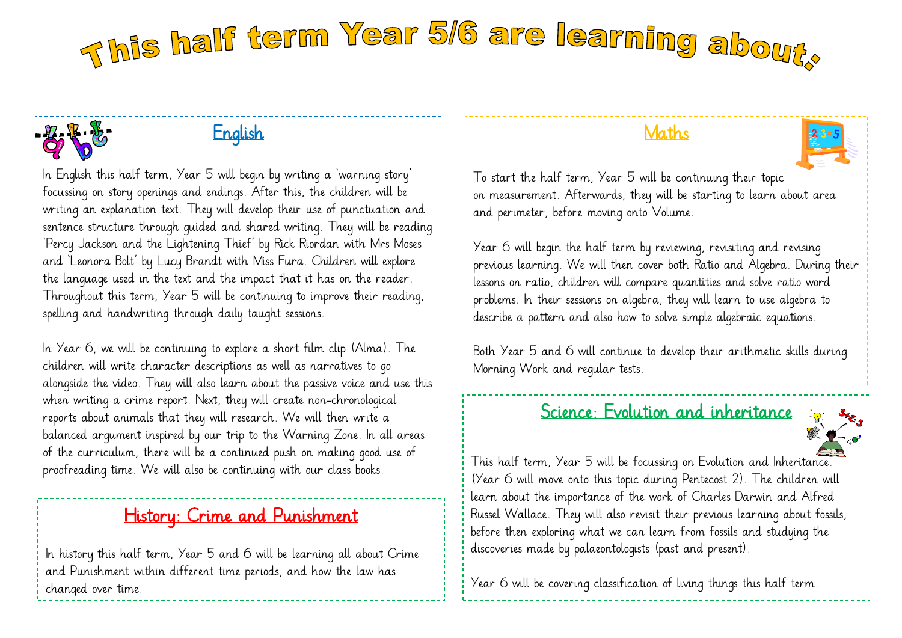# This half term Year 5/6 are learning about:

## English

In English this half term, Year 5 will begin by writing a 'warning story' focussing on story openings and endings. After this, the children will be writing an explanation text. They will develop their use of punctuation and sentence structure through guided and shared writing. They will be reading 'Percy Jackson and the Lightening Thief' by Rick Riordan with Mrs Moses and 'Leonora Bolt' by Lucy Brandt with Miss Fura. Children will explore the language used in the text and the impact that it has on the reader. Throughout this term, Year 5 will be continuing to improve their reading, spelling and handwriting through daily taught sessions.

In Year 6, we will be continuing to explore a short film clip (Alma). The children will write character descriptions as well as narratives to go alongside the video. They will also learn about the passive voice and use this when writing a crime report. Next, they will create non-chronological reports about animals that they will research. We will then write a balanced argument inspired by our trip to the Warning Zone. In all areas of the curriculum, there will be a continued push on making good use of proofreading time. We will also be continuing with our class books.

## History: Crime and Punishment

In history this half term, Year 5 and 6 will be learning all about Crime and Punishment within different time periods, and how the law has changed over time.

## Maths

To start the half term, Year 5 will be continuing their topic on measurement. Afterwards, they will be starting to learn about area and perimeter, before moving onto Volume.

Year 6 will begin the half term by reviewing, revisiting and revising previous learning. We will then cover both Ratio and Algebra. During their lessons on ratio, children will compare quantities and solve ratio word problems. In their sessions on algebra, they will learn to use algebra to describe a pattern and also how to solve simple algebraic equations.

Both Year 5 and 6 will continue to develop their arithmetic skills during Morning Work and regular tests.

## Science: Evolution and inheritance

This half term, Year 5 will be focussing on Evolution and Inheritance. (Year 6 will move onto this topic during Pentecost 2). The children will learn about the importance of the work of Charles Darwin and Alfred Russel Wallace. They will also revisit their previous learning about fossils, before then exploring what we can learn from fossils and studying the discoveries made by palaeontologists (past and present).

Year 6 will be covering classification of living things this half term.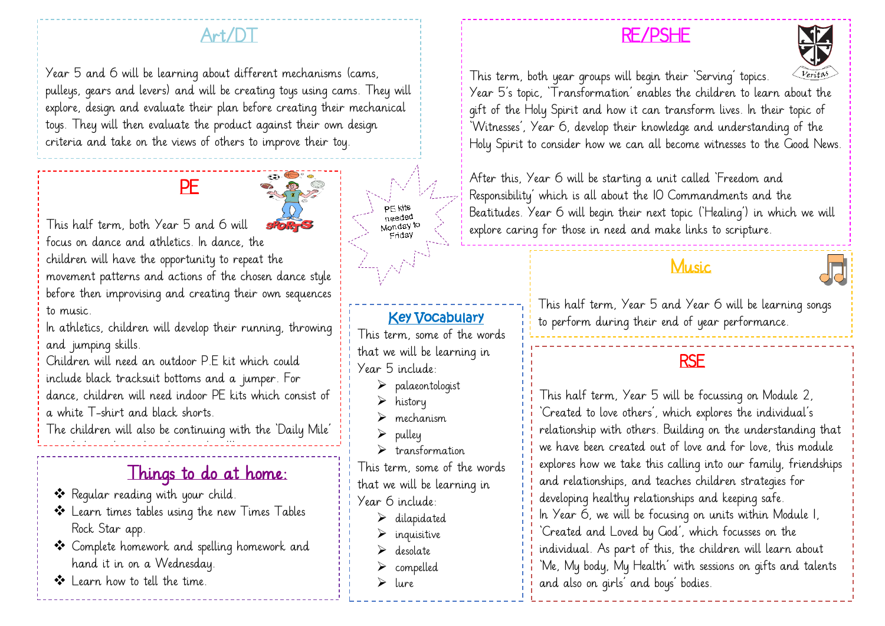## Art/DT

Year 5 and 6 will be learning about different mechanisms (cams, pulleys, gears and levers) and will be creating toys using cams. They will explore, design and evaluate their plan before creating their mechanical toys. They will then evaluate the product against their own design criteria and take on the views of others to improve their toy.

## PE

This half term, both Year 5 and 6 will focus on dance and athletics. In dance, the children will have the opportunity to repeat the movement patterns and actions of the chosen dance style before then improvising and creating their own sequences to music.

In athletics, children will develop their running, throwing and jumping skills.

Children will need an outdoor P.E kit which could include black tracksuit bottoms and a jumper. For dance, children will need indoor PE kits which consist of a white T-shirt and black shorts.

The children will also be continuing with the 'Daily Mile'

PE kits needed Monday to Friday

## Things to do at home:

- Regular reading with your child.
- Learn times tables using the new Times Tables Rock Star app.
- Complete homework and spelling homework and hand it in on a Wednesday.
- Learn how to tell the time.

## Key Vocabulary

This term, some of the words that we will be learning in Year 5 include:

- palaeontologist
- history
- mechanism
- pulley
- transformation

This term, some of the words that we will be learning in Year 6 include:

- dilapidated
- inquisitive
- desolate
- compelled
- lure

## RE/PSHE

This term, both year groups will begin their 'Serving' topics. Year 5's topic, 'Transformation' enables the children to learn about the gift of the Holy Spirit and how it can transform lives. In their topic of 'Witnesses', Year 6, develop their knowledge and understanding of the Holy Spirit to consider how we can all become witnesses to the Good News.

After this, Year 6 will be starting a unit called 'Freedom and Responsibility' which is all about the 10 Commandments and the Beatitudes. Year 6 will begin their next topic ('Healing') in which we will explore caring for those in need and make links to scripture.

## Music

This half term, Year 5 and Year 6 will be learning songs to perform during their end of year performance.

## RSE

This half term, Year 5 will be focussing on Module 2, 'Created to love others', which explores the individual's relationship with others. Building on the understanding that we have been created out of love and for love, this module explores how we take this calling into our family, friendships and relationships, and teaches children strategies for developing healthy relationships and keeping safe.

In Year 6, we will be focusing on units within Module 1, 'Created and Loved by God', which focusses on the individual. As part of this, the children will learn about 'Me, My body, My Health' with sessions on gifts and talents and also on girls' and boys' bodies.